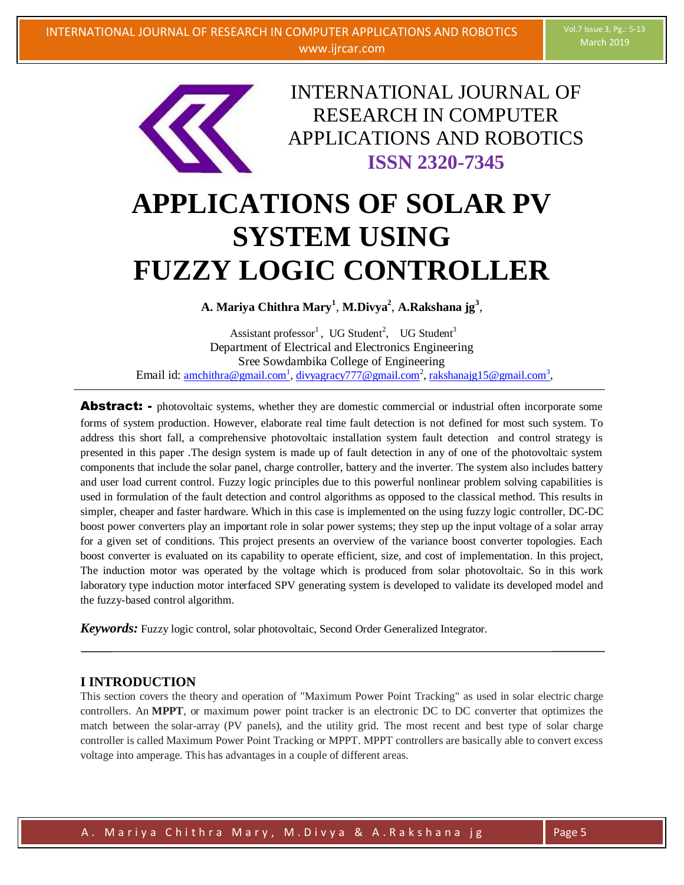# APPLICATIONS OF SOLAR PV SYSTEM USING FUZZY LOGIC CONTROLLER

**A. Mariya Chithra Mary[1], M.Divya[2], A.Rakshana jg[3],**

Assistant professor[1], UG Student[2], UG Student[3]
Department of Electrical and Electronics Engineering
Sree Sowdambika College of Engineering
Email id: amchithra@gmail.com[1], divyagracy777@gmail.com[2], rakshanajg15@gmail.com[3],

**Abstract: -** photovoltaic systems, whether they are domestic commercial or industrial often incorporate some forms of system production. However, elaborate real time fault detection is not defined for most such system. To address this short fall, a comprehensive photovoltaic installation system fault detection and control strategy is presented in this paper .The design system is made up of fault detection in any of one of the photovoltaic system components that include the solar panel, charge controller, battery and the inverter. The system also includes battery and user load current control. Fuzzy logic principles due to this powerful nonlinear problem solving capabilities is used in formulation of the fault detection and control algorithms as opposed to the classical method. This results in simpler, cheaper and faster hardware. Which in this case is implemented on the using fuzzy logic controller, DC-DC boost power converters play an important role in solar power systems; they step up the input voltage of a solar array for a given set of conditions. This project presents an overview of the variance boost converter topologies. Each boost converter is evaluated on its capability to operate efficient, size, and cost of implementation. In this project, The induction motor was operated by the voltage which is produced from solar photovoltaic. So in this work laboratory type induction motor interfaced SPV generating system is developed to validate its developed model and the fuzzy-based control algorithm.

***Keywords:*** Fuzzy logic control, solar photovoltaic, Second Order Generalized Integrator.

## I INTRODUCTION

This section covers the theory and operation of "Maximum Power Point Tracking" as used in solar electric charge controllers. An **MPPT**, or maximum power point tracker is an electronic DC to DC converter that optimizes the match between the solar-array (PV panels), and the utility grid. The most recent and best type of solar charge controller is called Maximum Power Point Tracking or MPPT. MPPT controllers are basically able to convert excess voltage into amperage. This has advantages in a couple of different areas.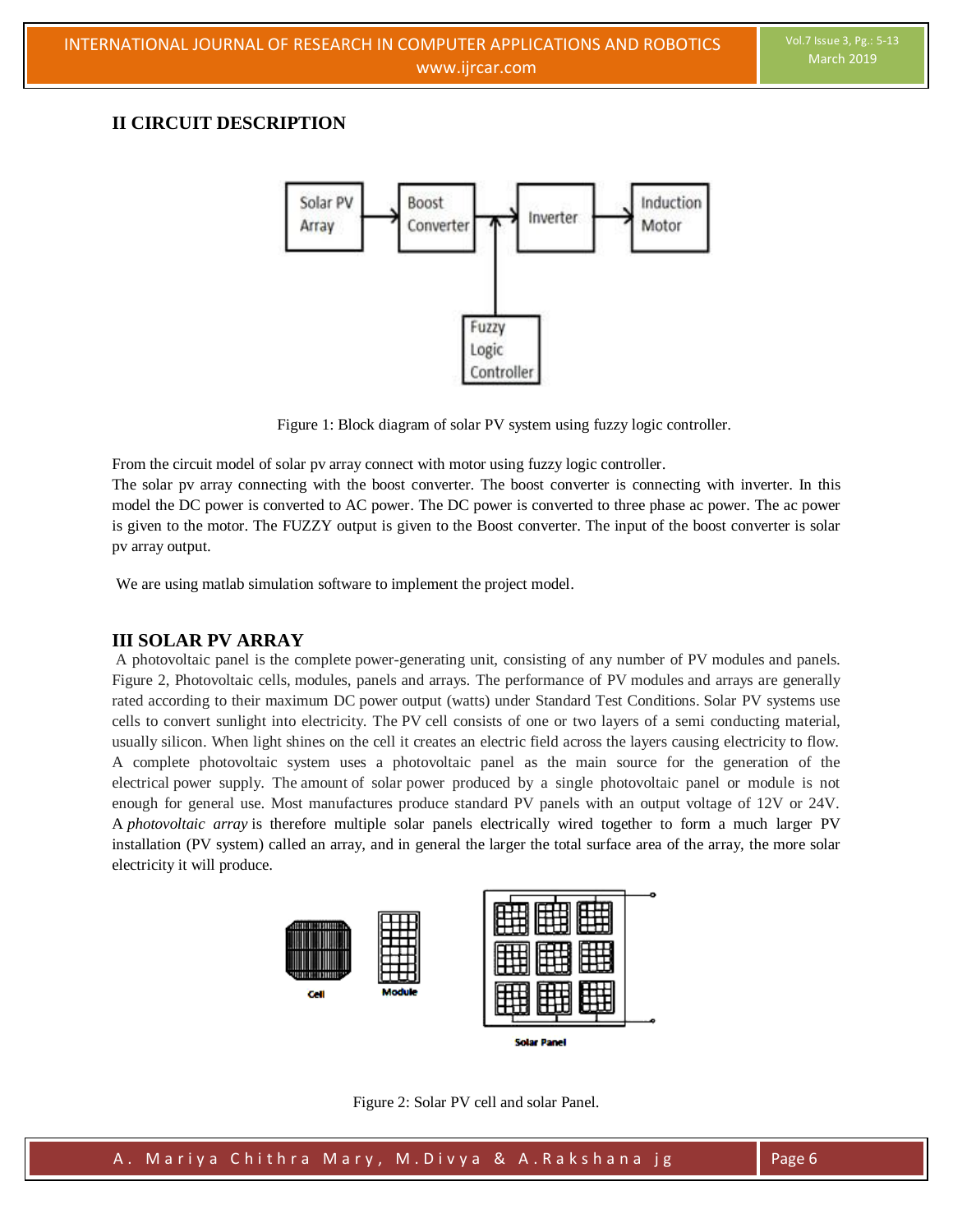## II CIRCUIT DESCRIPTION

Figure 1: Block diagram of solar PV system using fuzzy logic controller.

From the circuit model of solar pv array connect with motor using fuzzy logic controller.
The solar pv array connecting with the boost converter. The boost converter is connecting with inverter. In this model the DC power is converted to AC power. The DC power is converted to three phase ac power. The ac power is given to the motor. The FUZZY output is given to the Boost converter. The input of the boost converter is solar pv array output.

We are using matlab simulation software to implement the project model.

## III SOLAR PV ARRAY

A photovoltaic panel is the complete power-generating unit, consisting of any number of PV modules and panels. Figure 2, Photovoltaic cells, modules, panels and arrays. The performance of PV modules and arrays are generally rated according to their maximum DC power output (watts) under Standard Test Conditions. Solar PV systems use cells to convert sunlight into electricity. The PV cell consists of one or two layers of a semi conducting material, usually silicon. When light shines on the cell it creates an electric field across the layers causing electricity to flow. A complete photovoltaic system uses a photovoltaic panel as the main source for the generation of the electrical power supply. The amount of solar power produced by a single photovoltaic panel or module is not enough for general use. Most manufactures produce standard PV panels with an output voltage of 12V or 24V. A *photovoltaic array* is therefore multiple solar panels electrically wired together to form a much larger PV installation (PV system) called an array, and in general the larger the total surface area of the array, the more solar electricity it will produce.

Figure 2: Solar PV cell and solar Panel.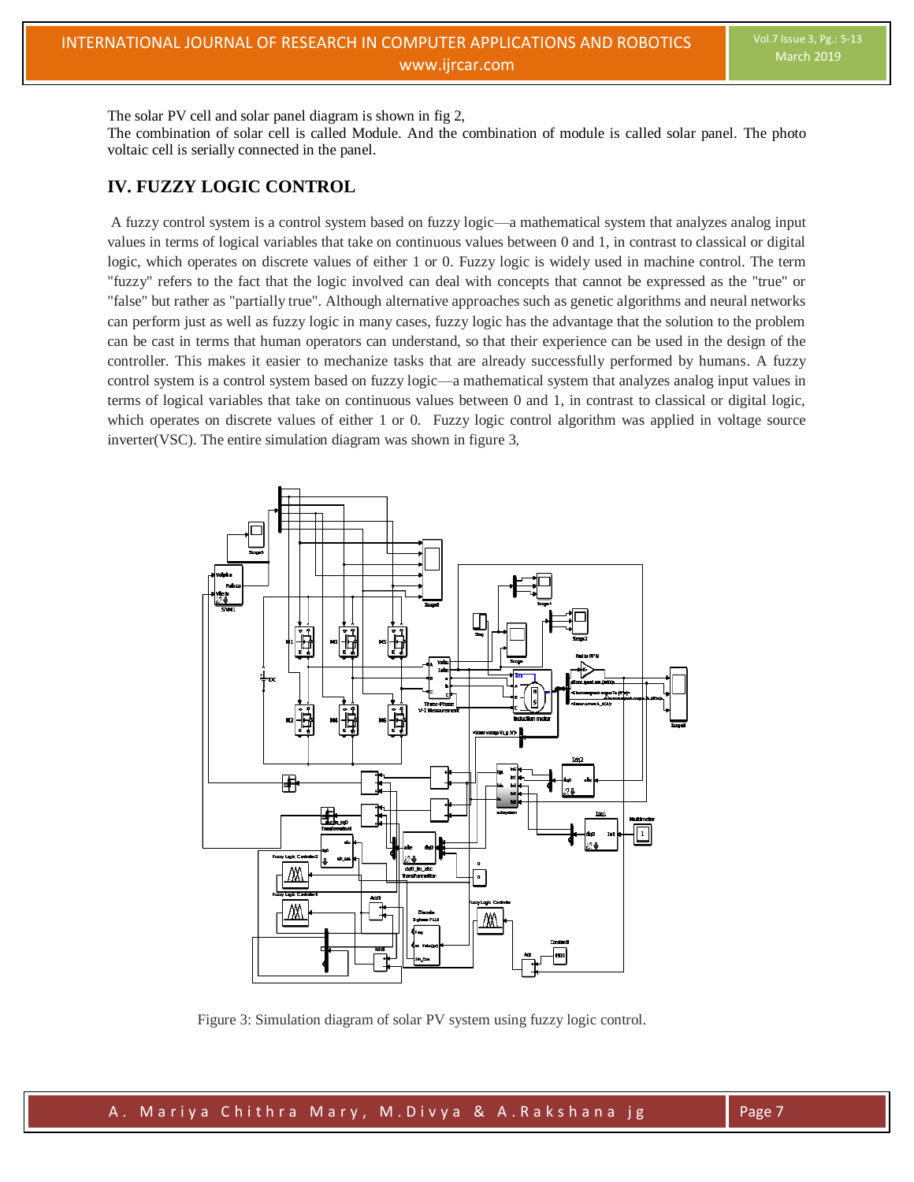The solar PV cell and solar panel diagram is shown in fig 2,

The combination of solar cell is called Module. And the combination of module is called solar panel. The photo voltaic cell is serially connected in the panel.

## IV. FUZZY LOGIC CONTROL

A fuzzy control system is a control system based on fuzzy logic—a mathematical system that analyzes analog input values in terms of logical variables that take on continuous values between 0 and 1, in contrast to classical or digital logic, which operates on discrete values of either 1 or 0. Fuzzy logic is widely used in machine control. The term "fuzzy" refers to the fact that the logic involved can deal with concepts that cannot be expressed as the "true" or "false" but rather as "partially true". Although alternative approaches such as genetic algorithms and neural networks can perform just as well as fuzzy logic in many cases, fuzzy logic has the advantage that the solution to the problem can be cast in terms that human operators can understand, so that their experience can be used in the design of the controller. This makes it easier to mechanize tasks that are already successfully performed by humans. A fuzzy control system is a control system based on fuzzy logic—a mathematical system that analyzes analog input values in terms of logical variables that take on continuous values between 0 and 1, in contrast to classical or digital logic, which operates on discrete values of either 1 or 0. Fuzzy logic control algorithm was applied in voltage source inverter(VSC). The entire simulation diagram was shown in figure 3,

Figure 3: Simulation diagram of solar PV system using fuzzy logic control.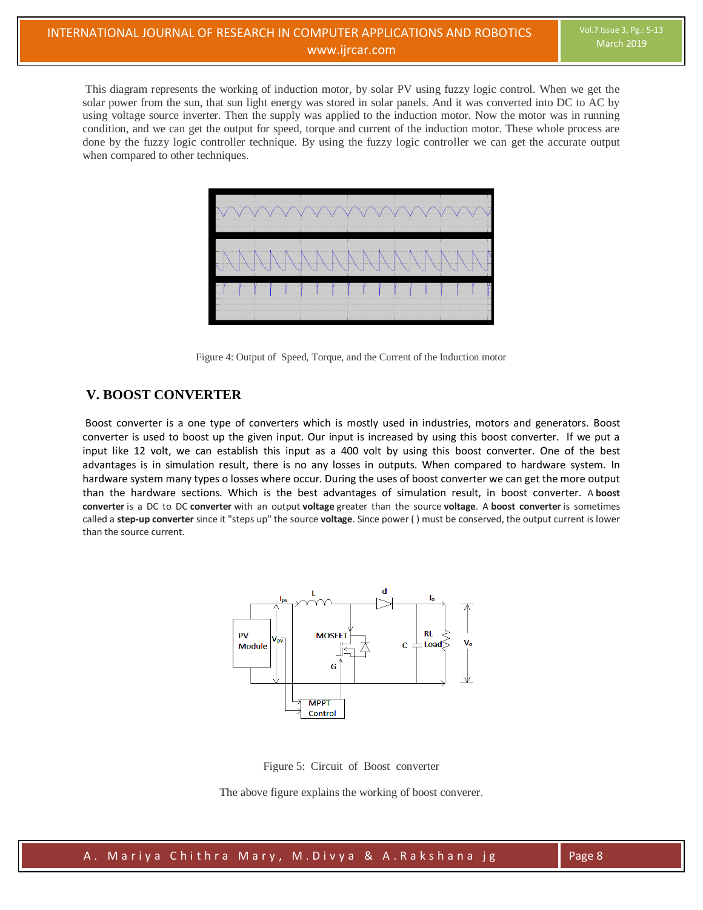This diagram represents the working of induction motor, by solar PV using fuzzy logic control. When we get the solar power from the sun, that sun light energy was stored in solar panels. And it was converted into DC to AC by using voltage source inverter. Then the supply was applied to the induction motor. Now the motor was in running condition, and we can get the output for speed, torque and current of the induction motor. These whole process are done by the fuzzy logic controller technique. By using the fuzzy logic controller we can get the accurate output when compared to other techniques.

Figure 4: Output of Speed, Torque, and the Current of the Induction motor

## V. BOOST CONVERTER

Boost converter is a one type of converters which is mostly used in industries, motors and generators. Boost converter is used to boost up the given input. Our input is increased by using this boost converter. If we put a input like 12 volt, we can establish this input as a 400 volt by using this boost converter. One of the best advantages is in simulation result, there is no any losses in outputs. When compared to hardware system. In hardware system many types o losses where occur. During the uses of boost converter we can get the more output than the hardware sections. Which is the best advantages of simulation result, in boost converter. A **boost converter** is a DC to DC **converter** with an output **voltage** greater than the source **voltage**. A **boost converter** is sometimes called a **step-up converter** since it "steps up" the source **voltage**. Since power ( ) must be conserved, the output current is lower than the source current.

Figure 5: Circuit of Boost converter

The above figure explains the working of boost converer.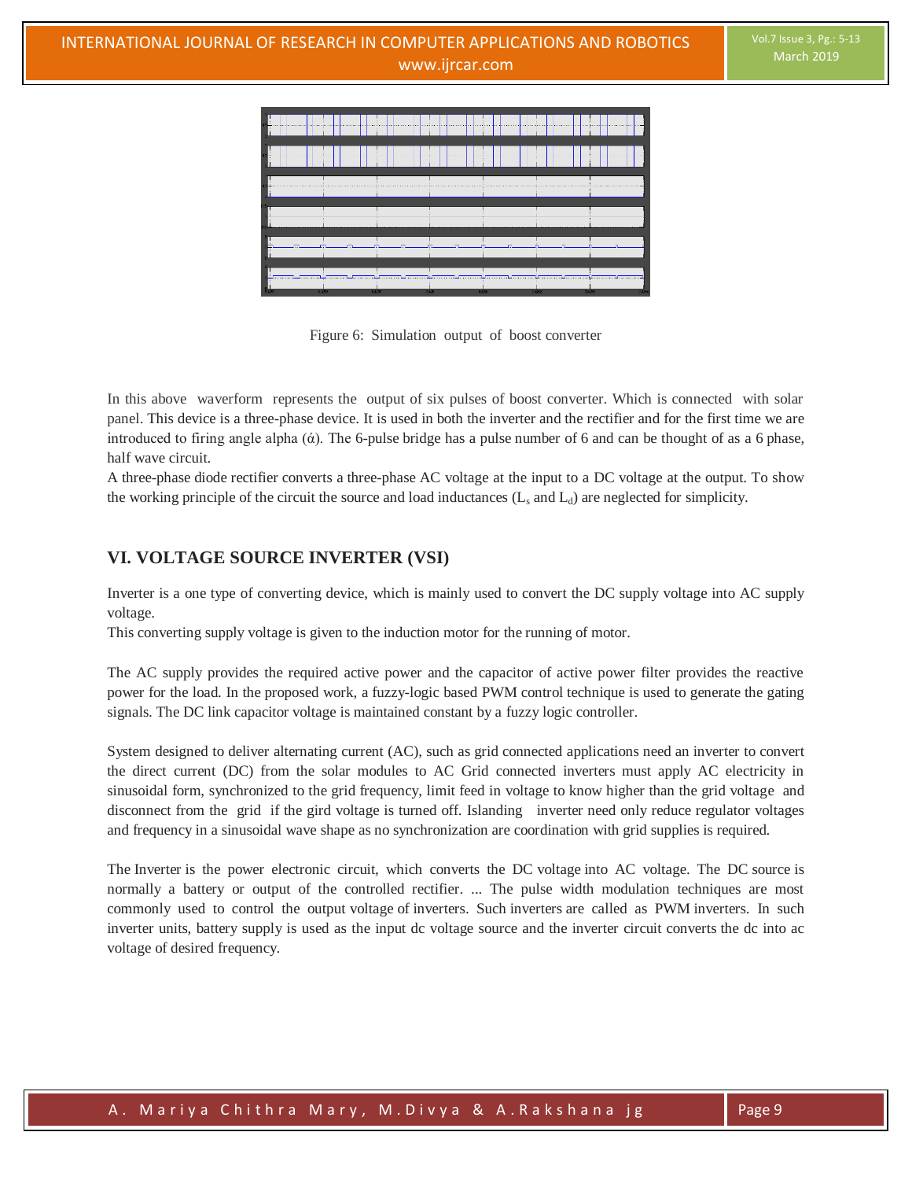Figure 6: Simulation output of boost converter

In this above waveform represents the output of six pulses of boost converter. Which is connected with solar panel. This device is a three-phase device. It is used in both the inverter and the rectifier and for the first time we are introduced to firing angle alpha (ά). The 6-pulse bridge has a pulse number of 6 and can be thought of as a 6 phase, half wave circuit.

A three-phase diode rectifier converts a three-phase AC voltage at the input to a DC voltage at the output. To show the working principle of the circuit the source and load inductances ($L_s$ and $L_d$) are neglected for simplicity.

## VI. VOLTAGE SOURCE INVERTER (VSI)

Inverter is a one type of converting device, which is mainly used to convert the DC supply voltage into AC supply voltage.

This converting supply voltage is given to the induction motor for the running of motor.

The AC supply provides the required active power and the capacitor of active power filter provides the reactive power for the load. In the proposed work, a fuzzy-logic based PWM control technique is used to generate the gating signals. The DC link capacitor voltage is maintained constant by a fuzzy logic controller.

System designed to deliver alternating current (AC), such as grid connected applications need an inverter to convert the direct current (DC) from the solar modules to AC Grid connected inverters must apply AC electricity in sinusoidal form, synchronized to the grid frequency, limit feed in voltage to know higher than the grid voltage and disconnect from the grid if the gird voltage is turned off. Islanding inverter need only reduce regulator voltages and frequency in a sinusoidal wave shape as no synchronization are coordination with grid supplies is required.

The Inverter is the power electronic circuit, which converts the DC voltage into AC voltage. The DC source is normally a battery or output of the controlled rectifier. ... The pulse width modulation techniques are most commonly used to control the output voltage of inverters. Such inverters are called as PWM inverters. In such inverter units, battery supply is used as the input dc voltage source and the inverter circuit converts the dc into ac voltage of desired frequency.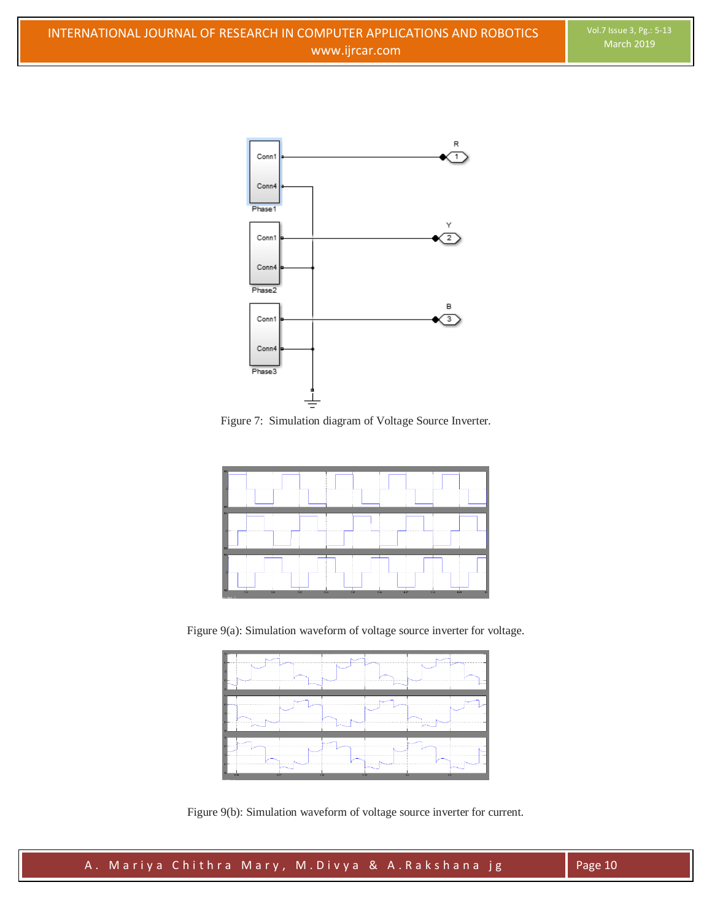Figure 7: Simulation diagram of Voltage Source Inverter.

Figure 9(a): Simulation waveform of voltage source inverter for voltage.

Figure 9(b): Simulation waveform of voltage source inverter for current.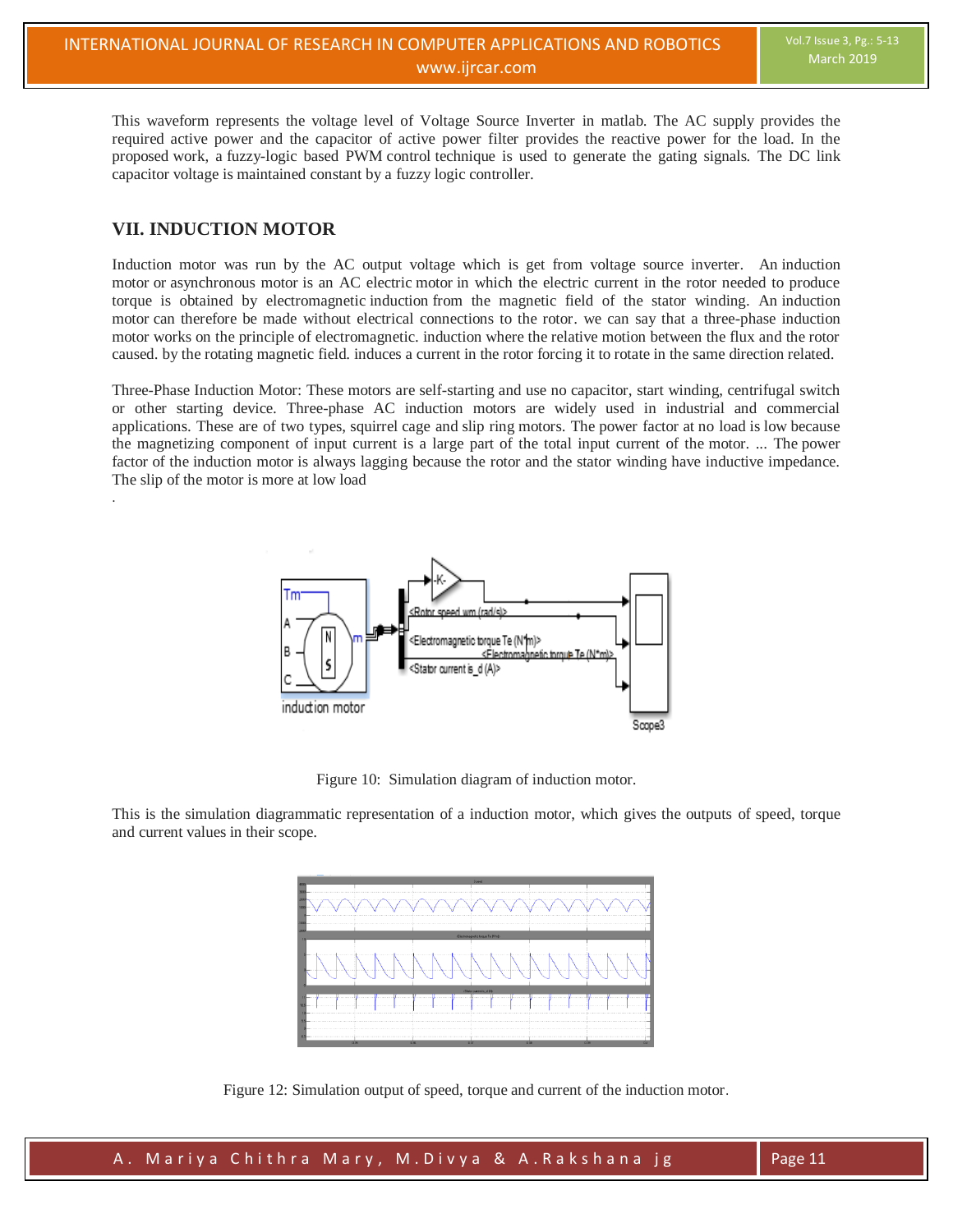This waveform represents the voltage level of Voltage Source Inverter in matlab. The AC supply provides the required active power and the capacitor of active power filter provides the reactive power for the load. In the proposed work, a fuzzy-logic based PWM control technique is used to generate the gating signals. The DC link capacitor voltage is maintained constant by a fuzzy logic controller.

## VII. INDUCTION MOTOR

Induction motor was run by the AC output voltage which is get from voltage source inverter. An induction motor or asynchronous motor is an AC electric motor in which the electric current in the rotor needed to produce torque is obtained by electromagnetic induction from the magnetic field of the stator winding. An induction motor can therefore be made without electrical connections to the rotor. we can say that a three-phase induction motor works on the principle of electromagnetic. induction where the relative motion between the flux and the rotor caused. by the rotating magnetic field. induces a current in the rotor forcing it to rotate in the same direction related.

Three-Phase Induction Motor: These motors are self-starting and use no capacitor, start winding, centrifugal switch or other starting device. Three-phase AC induction motors are widely used in industrial and commercial applications. These are of two types, squirrel cage and slip ring motors. The power factor at no load is low because the magnetizing component of input current is a large part of the total input current of the motor. ... The power factor of the induction motor is always lagging because the rotor and the stator winding have inductive impedance. The slip of the motor is more at low load

.

Figure 10: Simulation diagram of induction motor.

This is the simulation diagrammatic representation of a induction motor, which gives the outputs of speed, torque and current values in their scope.

Figure 12: Simulation output of speed, torque and current of the induction motor.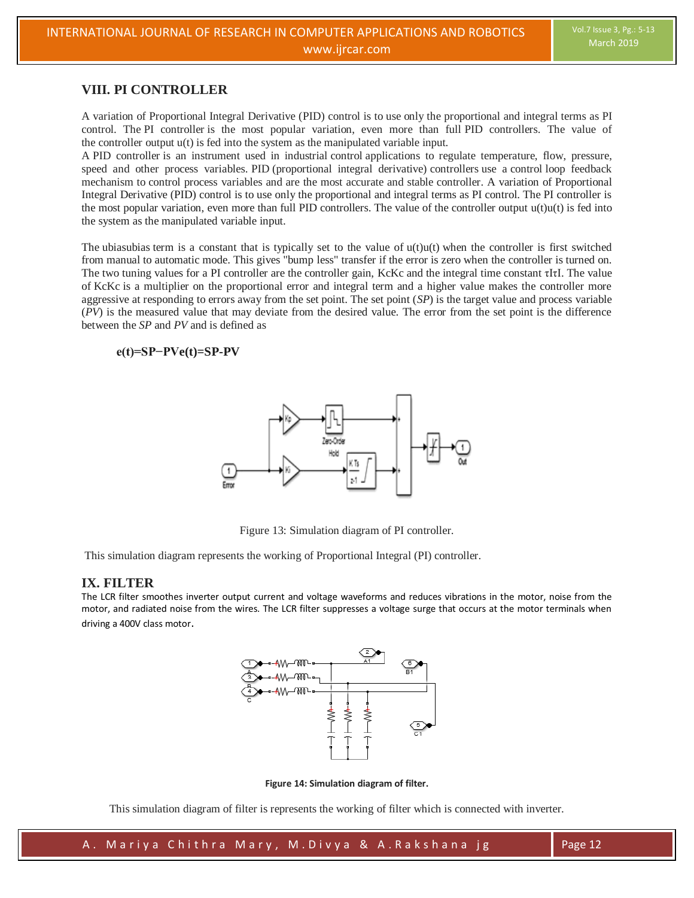## VIII. PI CONTROLLER

A variation of Proportional Integral Derivative (PID) control is to use only the proportional and integral terms as PI control. The PI controller is the most popular variation, even more than full PID controllers. The value of the controller output u(t) is fed into the system as the manipulated variable input.

A PID controller is an instrument used in industrial control applications to regulate temperature, flow, pressure, speed and other process variables. PID (proportional integral derivative) controllers use a control loop feedback mechanism to control process variables and are the most accurate and stable controller. A variation of Proportional Integral Derivative (PID) control is to use only the proportional and integral terms as PI control. The PI controller is the most popular variation, even more than full PID controllers. The value of the controller output u(t)u(t) is fed into the system as the manipulated variable input.

The ubiasubias term is a constant that is typically set to the value of u(t)u(t) when the controller is first switched from manual to automatic mode. This gives "bump less" transfer if the error is zero when the controller is turned on. The two tuning values for a PI controller are the controller gain, KcKc and the integral time constant τIτI. The value of KcKc is a multiplier on the proportional error and integral term and a higher value makes the controller more aggressive at responding to errors away from the set point. The set point (*SP*) is the target value and process variable (*PV*) is the measured value that may deviate from the desired value. The error from the set point is the difference between the *SP* and *PV* and is defined as

**e(t)=SP−PVe(t)=SP-PV**

Figure 13: Simulation diagram of PI controller.

This simulation diagram represents the working of Proportional Integral (PI) controller.

## IX. FILTER

The LCR filter smoothes inverter output current and voltage waveforms and reduces vibrations in the motor, noise from the motor, and radiated noise from the wires. The LCR filter suppresses a voltage surge that occurs at the motor terminals when driving a 400V class motor.

**Figure 14: Simulation diagram of filter.**

This simulation diagram of filter is represents the working of filter which is connected with inverter.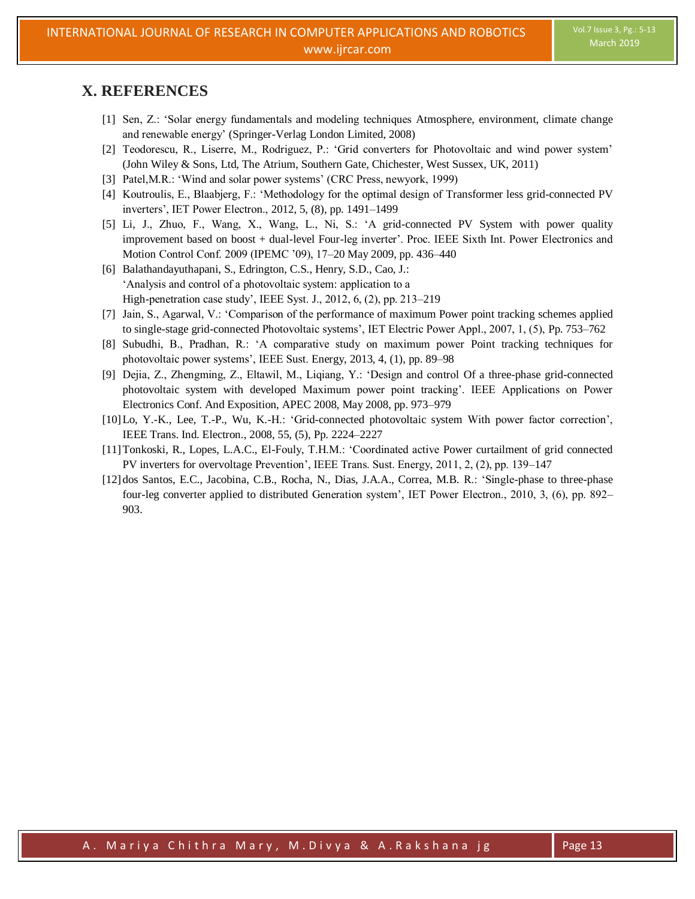## X. REFERENCES

[1] Sen, Z.: 'Solar energy fundamentals and modeling techniques Atmosphere, environment, climate change and renewable energy' (Springer-Verlag London Limited, 2008)

[2] Teodorescu, R., Liserre, M., Rodriguez, P.: 'Grid converters for Photovoltaic and wind power system' (John Wiley & Sons, Ltd, The Atrium, Southern Gate, Chichester, West Sussex, UK, 2011)

[3] Patel,M.R.: 'Wind and solar power systems' (CRC Press, newyork, 1999)

[4] Koutroulis, E., Blaabjerg, F.: 'Methodology for the optimal design of Transformer less grid-connected PV inverters', IET Power Electron., 2012, 5, (8), pp. 1491–1499

[5] Li, J., Zhuo, F., Wang, X., Wang, L., Ni, S.: 'A grid-connected PV System with power quality improvement based on boost + dual-level Four-leg inverter'. Proc. IEEE Sixth Int. Power Electronics and Motion Control Conf. 2009 (IPEMC '09), 17–20 May 2009, pp. 436–440

[6] Balathandayuthapani, S., Edrington, C.S., Henry, S.D., Cao, J.: 'Analysis and control of a photovoltaic system: application to a High-penetration case study', IEEE Syst. J., 2012, 6, (2), pp. 213–219

[7] Jain, S., Agarwal, V.: 'Comparison of the performance of maximum Power point tracking schemes applied to single-stage grid-connected Photovoltaic systems', IET Electric Power Appl., 2007, 1, (5), Pp. 753–762

[8] Subudhi, B., Pradhan, R.: 'A comparative study on maximum power Point tracking techniques for photovoltaic power systems', IEEE Sust. Energy, 2013, 4, (1), pp. 89–98

[9] Dejia, Z., Zhengming, Z., Eltawil, M., Liqiang, Y.: 'Design and control Of a three-phase grid-connected photovoltaic system with developed Maximum power point tracking'. IEEE Applications on Power Electronics Conf. And Exposition, APEC 2008, May 2008, pp. 973–979

[10] Lo, Y.-K., Lee, T.-P., Wu, K.-H.: 'Grid-connected photovoltaic system With power factor correction', IEEE Trans. Ind. Electron., 2008, 55, (5), Pp. 2224–2227

[11] Tonkoski, R., Lopes, L.A.C., El-Fouly, T.H.M.: 'Coordinated active Power curtailment of grid connected PV inverters for overvoltage Prevention', IEEE Trans. Sust. Energy, 2011, 2, (2), pp. 139–147

[12] dos Santos, E.C., Jacobina, C.B., Rocha, N., Dias, J.A.A., Correa, M.B. R.: 'Single-phase to three-phase four-leg converter applied to distributed Generation system', IET Power Electron., 2010, 3, (6), pp. 892–903.